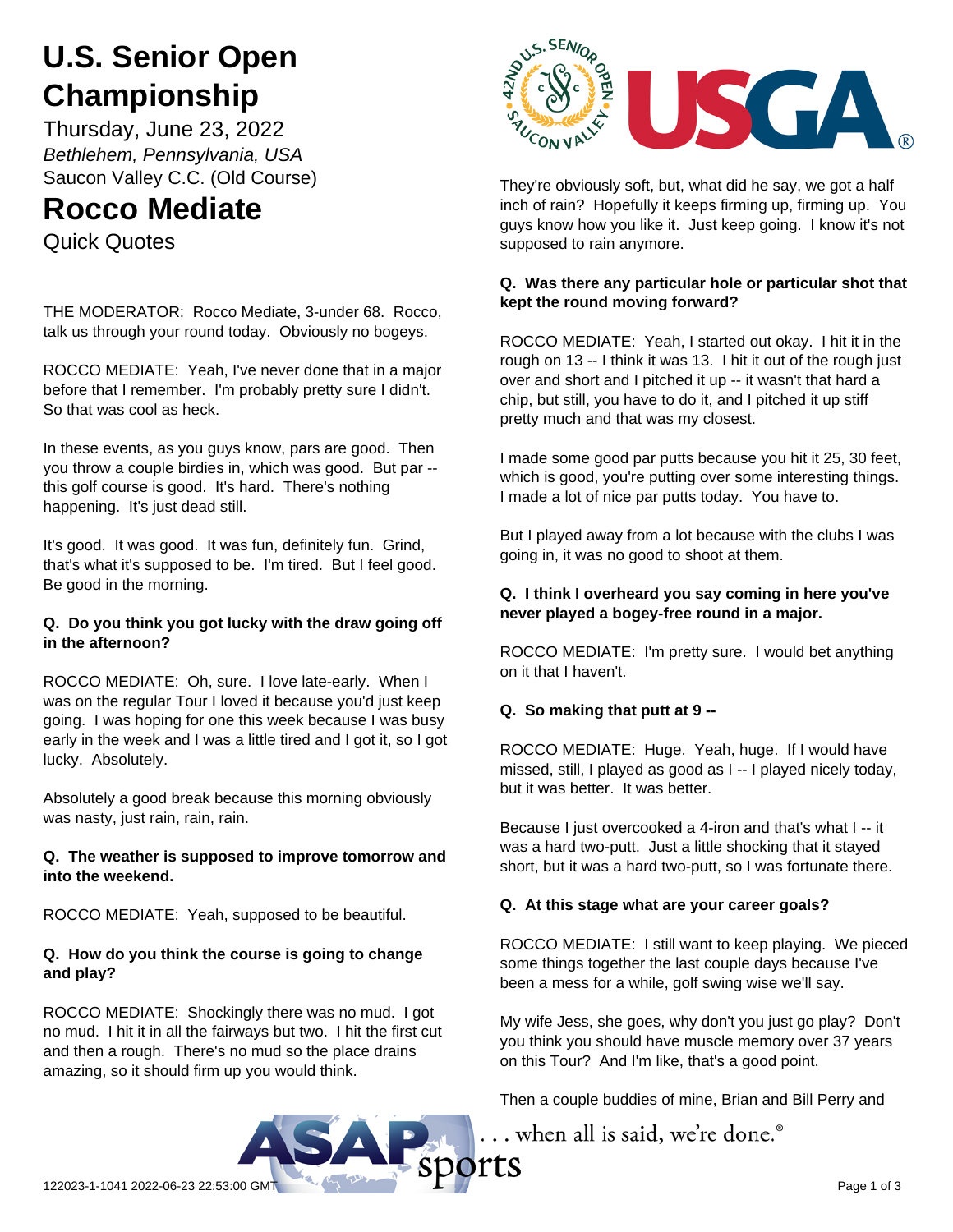# U.S. Senior Open Championship

Thursday, June 23, 2022

*Bethlehem, Pennsylvania, USA*

Saucon Valley C.C. (Old Course)

# Rocco Mediate

Quick Quotes

THE MODERATOR: Rocco Mediate, 3-under 68. Rocco, talk us through your round today. Obviously no bogeys.

ROCCO MEDIATE: Yeah, I've never done that in a major before that I remember. I'm probably pretty sure I didn't. So that was cool as heck.

In these events, as you guys know, pars are good. Then you throw a couple birdies in, which was good. But par -- this golf course is good. It's hard. There's nothing happening. It's just dead still.

It's good. It was good. It was fun, definitely fun. Grind, that's what it's supposed to be. I'm tired. But I feel good. Be good in the morning.

**Q. Do you think you got lucky with the draw going off in the afternoon?**

ROCCO MEDIATE: Oh, sure. I love late-early. When I was on the regular Tour I loved it because you'd just keep going. I was hoping for one this week because I was busy early in the week and I was a little tired and I got it, so I got lucky. Absolutely.

Absolutely a good break because this morning obviously was nasty, just rain, rain, rain.

**Q. The weather is supposed to improve tomorrow and into the weekend.**

ROCCO MEDIATE: Yeah, supposed to be beautiful.

**Q. How do you think the course is going to change and play?**

ROCCO MEDIATE: Shockingly there was no mud. I got no mud. I hit it in all the fairways but two. I hit the first cut and then a rough. There's no mud so the place drains amazing, so it should firm up you would think.

They're obviously soft, but, what did he say, we got a half inch of rain? Hopefully it keeps firming up, firming up. You guys know how you like it. Just keep going. I know it's not supposed to rain anymore.

**Q. Was there any particular hole or particular shot that kept the round moving forward?**

ROCCO MEDIATE: Yeah, I started out okay. I hit it in the rough on 13 -- I think it was 13. I hit it out of the rough just over and short and I pitched it up -- it wasn't that hard a chip, but still, you have to do it, and I pitched it up stiff pretty much and that was my closest.

I made some good par putts because you hit it 25, 30 feet, which is good, you're putting over some interesting things. I made a lot of nice par putts today. You have to.

But I played away from a lot because with the clubs I was going in, it was no good to shoot at them.

**Q. I think I overheard you say coming in here you've never played a bogey-free round in a major.**

ROCCO MEDIATE: I'm pretty sure. I would bet anything on it that I haven't.

**Q. So making that putt at 9 --**

ROCCO MEDIATE: Huge. Yeah, huge. If I would have missed, still, I played as good as I -- I played nicely today, but it was better. It was better.

Because I just overcooked a 4-iron and that's what I -- it was a hard two-putt. Just a little shocking that it stayed short, but it was a hard two-putt, so I was fortunate there.

**Q. At this stage what are your career goals?**

ROCCO MEDIATE: I still want to keep playing. We pieced some things together the last couple days because I've been a mess for a while, golf swing wise we'll say.

My wife Jess, she goes, why don't you just go play? Don't you think you should have muscle memory over 37 years on this Tour? And I'm like, that's a good point.

Then a couple buddies of mine, Brian and Bill Perry and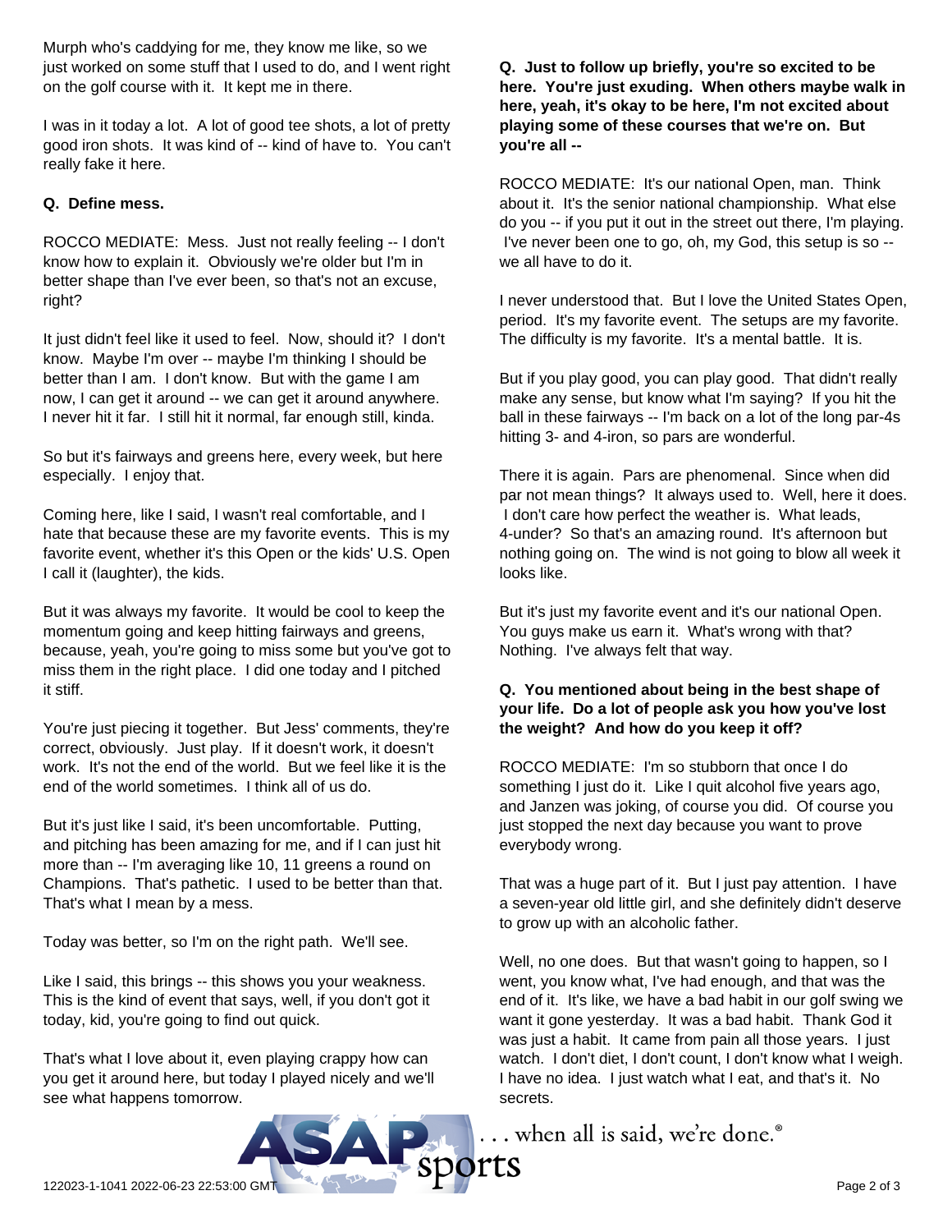Murph who's caddying for me, they know me like, so we just worked on some stuff that I used to do, and I went right on the golf course with it. It kept me in there.

I was in it today a lot. A lot of good tee shots, a lot of pretty good iron shots. It was kind of -- kind of have to. You can't really fake it here.

**Q. Define mess.**

ROCCO MEDIATE: Mess. Just not really feeling -- I don't know how to explain it. Obviously we're older but I'm in better shape than I've ever been, so that's not an excuse, right?

It just didn't feel like it used to feel. Now, should it? I don't know. Maybe I'm over -- maybe I'm thinking I should be better than I am. I don't know. But with the game I am now, I can get it around -- we can get it around anywhere. I never hit it far. I still hit it normal, far enough still, kinda.

So but it's fairways and greens here, every week, but here especially. I enjoy that.

Coming here, like I said, I wasn't real comfortable, and I hate that because these are my favorite events. This is my favorite event, whether it's this Open or the kids' U.S. Open I call it (laughter), the kids.

But it was always my favorite. It would be cool to keep the momentum going and keep hitting fairways and greens, because, yeah, you're going to miss some but you've got to miss them in the right place. I did one today and I pitched it stiff.

You're just piecing it together. But Jess' comments, they're correct, obviously. Just play. If it doesn't work, it doesn't work. It's not the end of the world. But we feel like it is the end of the world sometimes. I think all of us do.

But it's just like I said, it's been uncomfortable. Putting, and pitching has been amazing for me, and if I can just hit more than -- I'm averaging like 10, 11 greens a round on Champions. That's pathetic. I used to be better than that. That's what I mean by a mess.

Today was better, so I'm on the right path. We'll see.

Like I said, this brings -- this shows you your weakness. This is the kind of event that says, well, if you don't got it today, kid, you're going to find out quick.

That's what I love about it, even playing crappy how can you get it around here, but today I played nicely and we'll see what happens tomorrow.

**Q. Just to follow up briefly, you're so excited to be here. You're just exuding. When others maybe walk in here, yeah, it's okay to be here, I'm not excited about playing some of these courses that we're on. But you're all --**

ROCCO MEDIATE: It's our national Open, man. Think about it. It's the senior national championship. What else do you -- if you put it out in the street out there, I'm playing. I've never been one to go, oh, my God, this setup is so -- we all have to do it.

I never understood that. But I love the United States Open, period. It's my favorite event. The setups are my favorite. The difficulty is my favorite. It's a mental battle. It is.

But if you play good, you can play good. That didn't really make any sense, but know what I'm saying? If you hit the ball in these fairways -- I'm back on a lot of the long par-4s hitting 3- and 4-iron, so pars are wonderful.

There it is again. Pars are phenomenal. Since when did par not mean things? It always used to. Well, here it does. I don't care how perfect the weather is. What leads, 4-under? So that's an amazing round. It's afternoon but nothing going on. The wind is not going to blow all week it looks like.

But it's just my favorite event and it's our national Open. You guys make us earn it. What's wrong with that? Nothing. I've always felt that way.

**Q. You mentioned about being in the best shape of your life. Do a lot of people ask you how you've lost the weight? And how do you keep it off?**

ROCCO MEDIATE: I'm so stubborn that once I do something I just do it. Like I quit alcohol five years ago, and Janzen was joking, of course you did. Of course you just stopped the next day because you want to prove everybody wrong.

That was a huge part of it. But I just pay attention. I have a seven-year old little girl, and she definitely didn't deserve to grow up with an alcoholic father.

Well, no one does. But that wasn't going to happen, so I went, you know what, I've had enough, and that was the end of it. It's like, we have a bad habit in our golf swing we want it gone yesterday. It was a bad habit. Thank God it was just a habit. It came from pain all those years. I just watch. I don't diet, I don't count, I don't know what I weigh. I have no idea. I just watch what I eat, and that's it. No secrets.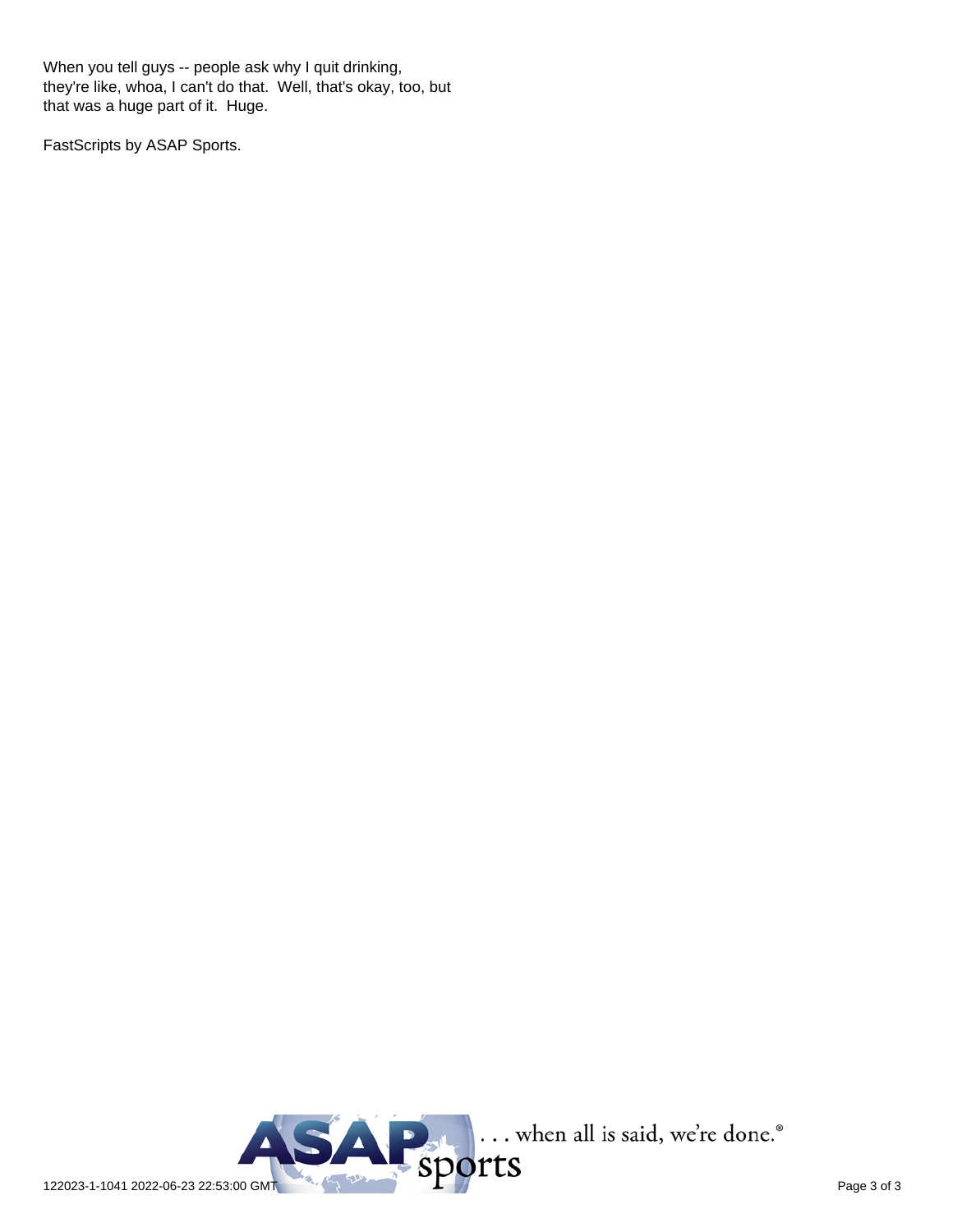When you tell guys -- people ask why I quit drinking, they're like, whoa, I can't do that. Well, that's okay, too, but that was a huge part of it. Huge.

FastScripts by ASAP Sports.